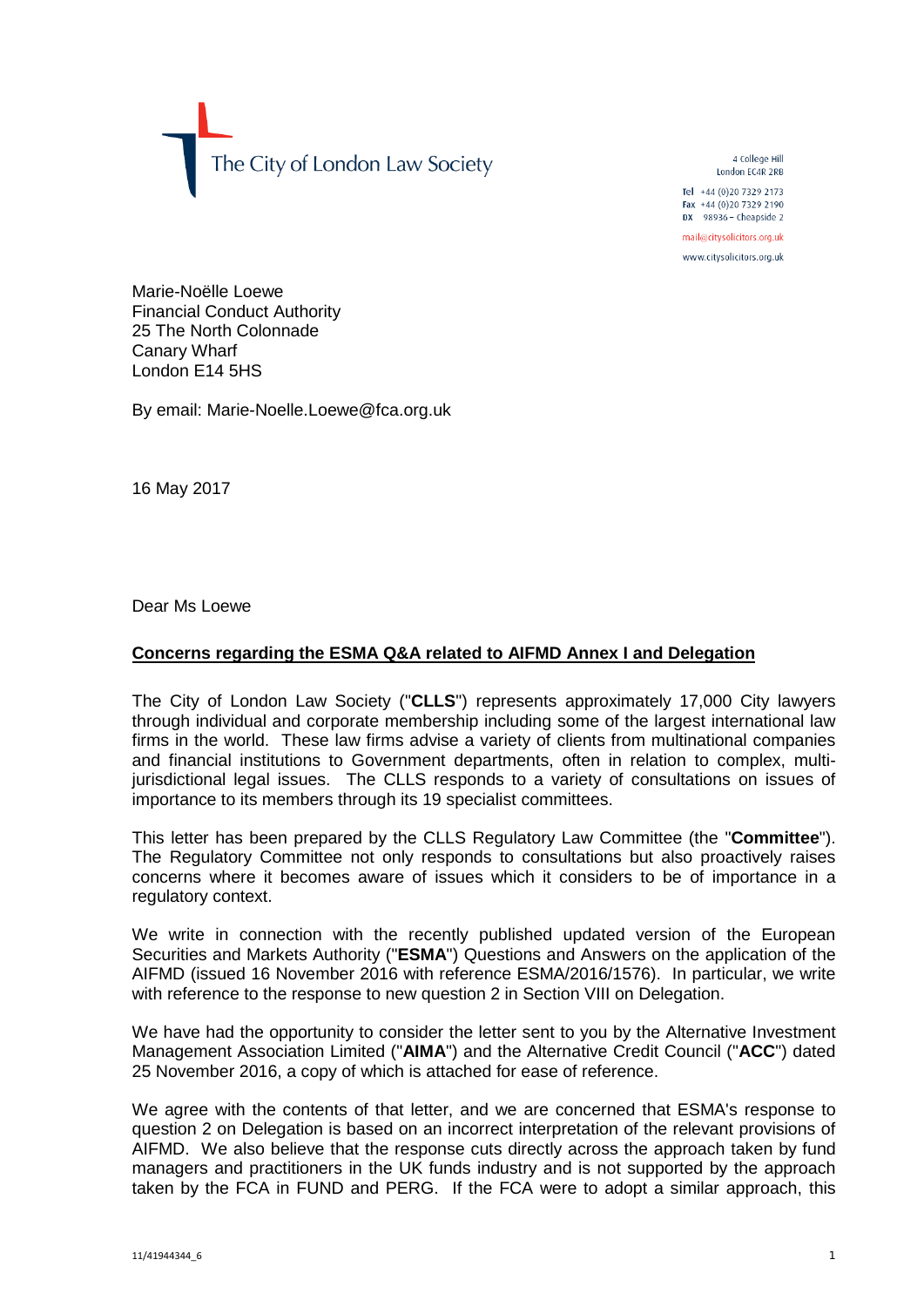The City of London Law Society

4 College Hill
London EC4R 2RB

Tel +44 (0)20 7329 2173
Fax +44 (0)20 7329 2190
DX 98936 – Cheapside 2

mail@citysolicitors.org.uk
www.citysolicitors.org.uk

Marie-Noëlle Loewe
Financial Conduct Authority
25 The North Colonnade
Canary Wharf
London E14 5HS

By email: Marie-Noelle.Loewe@fca.org.uk

16 May 2017

Dear Ms Loewe

**Concerns regarding the ESMA Q&A related to AIFMD Annex I and Delegation**

The City of London Law Society ("**CLLS**") represents approximately 17,000 City lawyers through individual and corporate membership including some of the largest international law firms in the world. These law firms advise a variety of clients from multinational companies and financial institutions to Government departments, often in relation to complex, multi-jurisdictional legal issues. The CLLS responds to a variety of consultations on issues of importance to its members through its 19 specialist committees.

This letter has been prepared by the CLLS Regulatory Law Committee (the "**Committee**"). The Regulatory Committee not only responds to consultations but also proactively raises concerns where it becomes aware of issues which it considers to be of importance in a regulatory context.

We write in connection with the recently published updated version of the European Securities and Markets Authority ("**ESMA**") Questions and Answers on the application of the AIFMD (issued 16 November 2016 with reference ESMA/2016/1576). In particular, we write with reference to the response to new question 2 in Section VIII on Delegation.

We have had the opportunity to consider the letter sent to you by the Alternative Investment Management Association Limited ("**AIMA**") and the Alternative Credit Council ("**ACC**") dated 25 November 2016, a copy of which is attached for ease of reference.

We agree with the contents of that letter, and we are concerned that ESMA's response to question 2 on Delegation is based on an incorrect interpretation of the relevant provisions of AIFMD. We also believe that the response cuts directly across the approach taken by fund managers and practitioners in the UK funds industry and is not supported by the approach taken by the FCA in FUND and PERG. If the FCA were to adopt a similar approach, this

11/41944344_6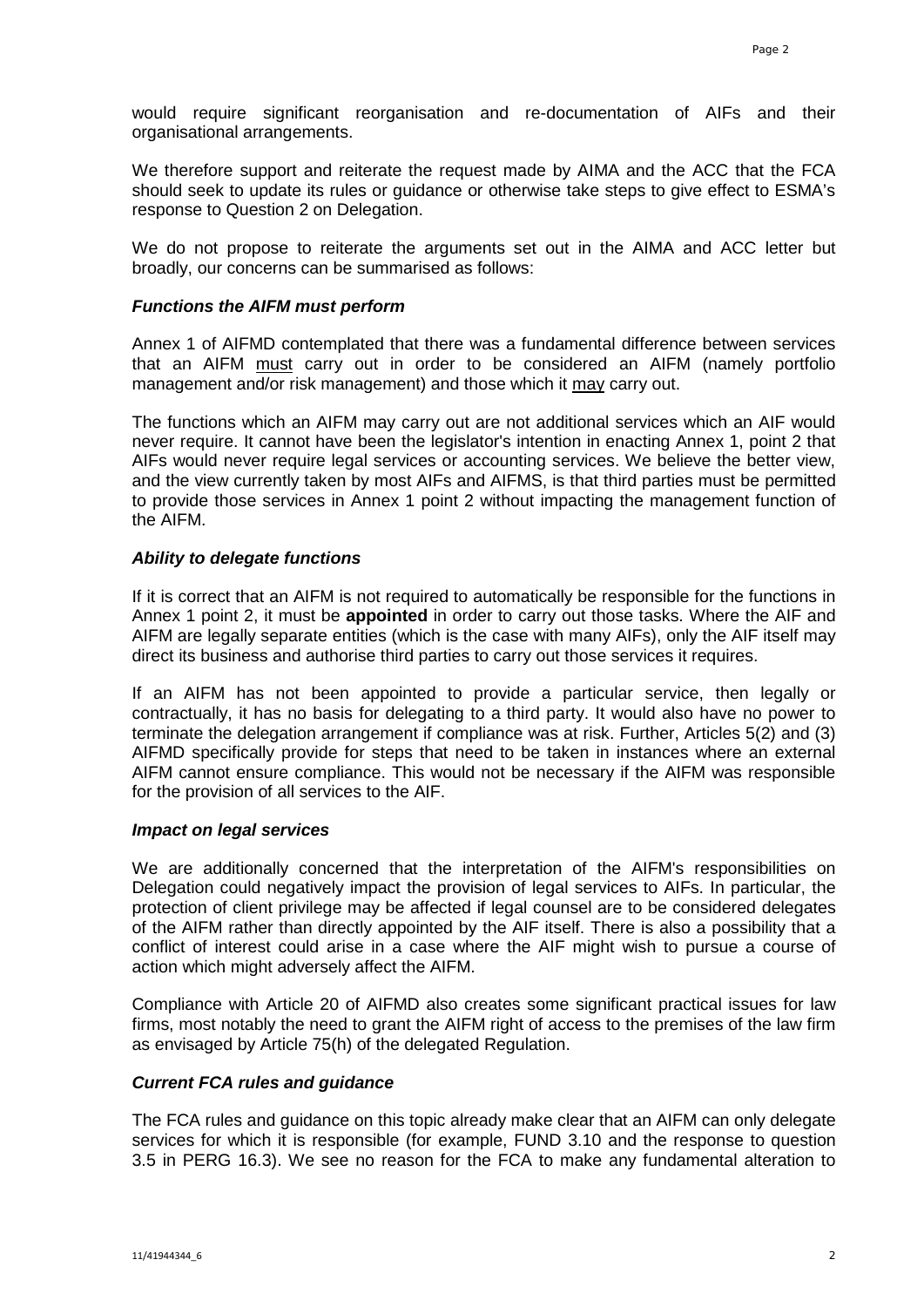would require significant reorganisation and re-documentation of AIFs and their organisational arrangements.

We therefore support and reiterate the request made by AIMA and the ACC that the FCA should seek to update its rules or guidance or otherwise take steps to give effect to ESMA's response to Question 2 on Delegation.

We do not propose to reiterate the arguments set out in the AIMA and ACC letter but broadly, our concerns can be summarised as follows:

***Functions the AIFM must perform***

Annex 1 of AIFMD contemplated that there was a fundamental difference between services that an AIFM <u>must</u> carry out in order to be considered an AIFM (namely portfolio management and/or risk management) and those which it <u>may</u> carry out.

The functions which an AIFM may carry out are not additional services which an AIF would never require. It cannot have been the legislator's intention in enacting Annex 1, point 2 that AIFs would never require legal services or accounting services. We believe the better view, and the view currently taken by most AIFs and AIFMS, is that third parties must be permitted to provide those services in Annex 1 point 2 without impacting the management function of the AIFM.

***Ability to delegate functions***

If it is correct that an AIFM is not required to automatically be responsible for the functions in Annex 1 point 2, it must be **appointed** in order to carry out those tasks. Where the AIF and AIFM are legally separate entities (which is the case with many AIFs), only the AIF itself may direct its business and authorise third parties to carry out those services it requires.

If an AIFM has not been appointed to provide a particular service, then legally or contractually, it has no basis for delegating to a third party. It would also have no power to terminate the delegation arrangement if compliance was at risk. Further, Articles 5(2) and (3) AIFMD specifically provide for steps that need to be taken in instances where an external AIFM cannot ensure compliance. This would not be necessary if the AIFM was responsible for the provision of all services to the AIF.

***Impact on legal services***

We are additionally concerned that the interpretation of the AIFM's responsibilities on Delegation could negatively impact the provision of legal services to AIFs. In particular, the protection of client privilege may be affected if legal counsel are to be considered delegates of the AIFM rather than directly appointed by the AIF itself. There is also a possibility that a conflict of interest could arise in a case where the AIF might wish to pursue a course of action which might adversely affect the AIFM.

Compliance with Article 20 of AIFMD also creates some significant practical issues for law firms, most notably the need to grant the AIFM right of access to the premises of the law firm as envisaged by Article 75(h) of the delegated Regulation.

***Current FCA rules and guidance***

The FCA rules and guidance on this topic already make clear that an AIFM can only delegate services for which it is responsible (for example, FUND 3.10 and the response to question 3.5 in PERG 16.3). We see no reason for the FCA to make any fundamental alteration to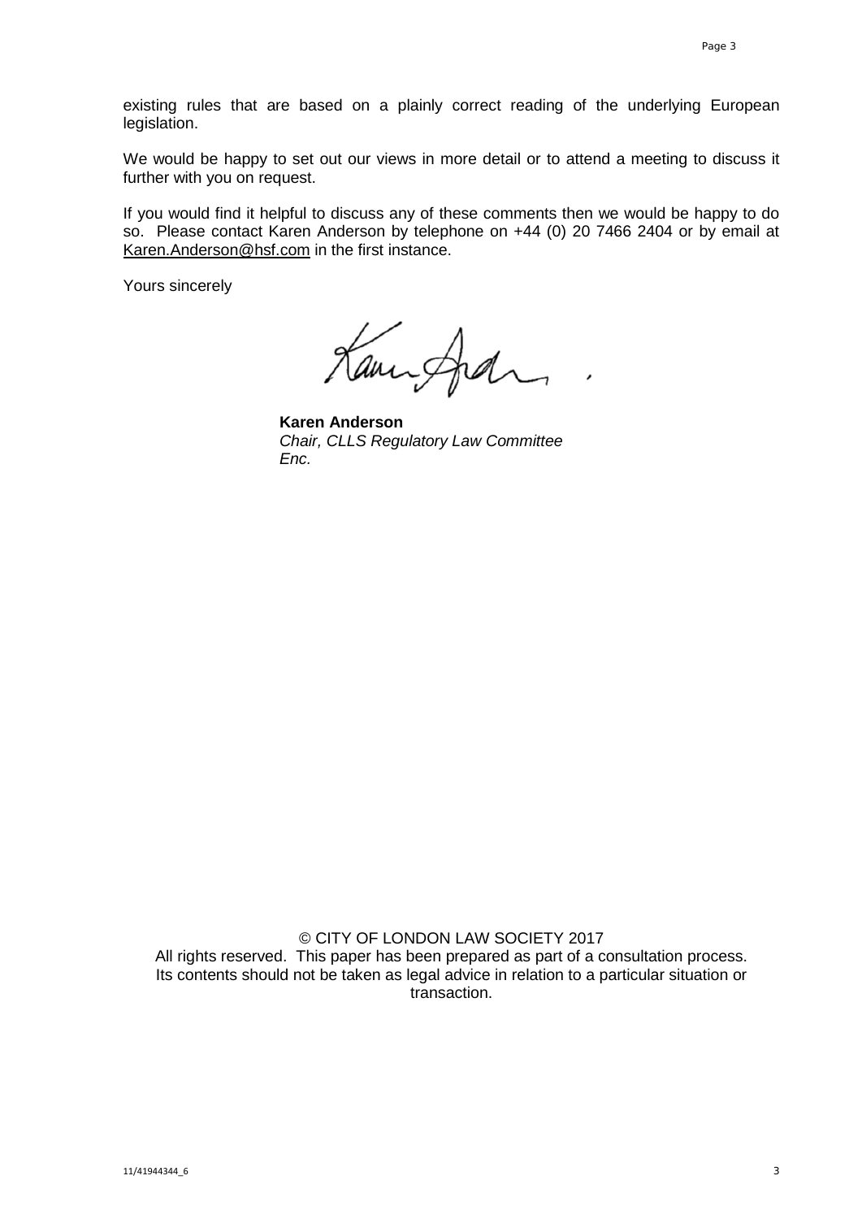existing rules that are based on a plainly correct reading of the underlying European legislation.

We would be happy to set out our views in more detail or to attend a meeting to discuss it further with you on request.

If you would find it helpful to discuss any of these comments then we would be happy to do so. Please contact Karen Anderson by telephone on +44 (0) 20 7466 2404 or by email at Karen.Anderson@hsf.com in the first instance.

Yours sincerely

**Karen Anderson**
*Chair, CLLS Regulatory Law Committee*
*Enc.*

© CITY OF LONDON LAW SOCIETY 2017
All rights reserved. This paper has been prepared as part of a consultation process. Its contents should not be taken as legal advice in relation to a particular situation or transaction.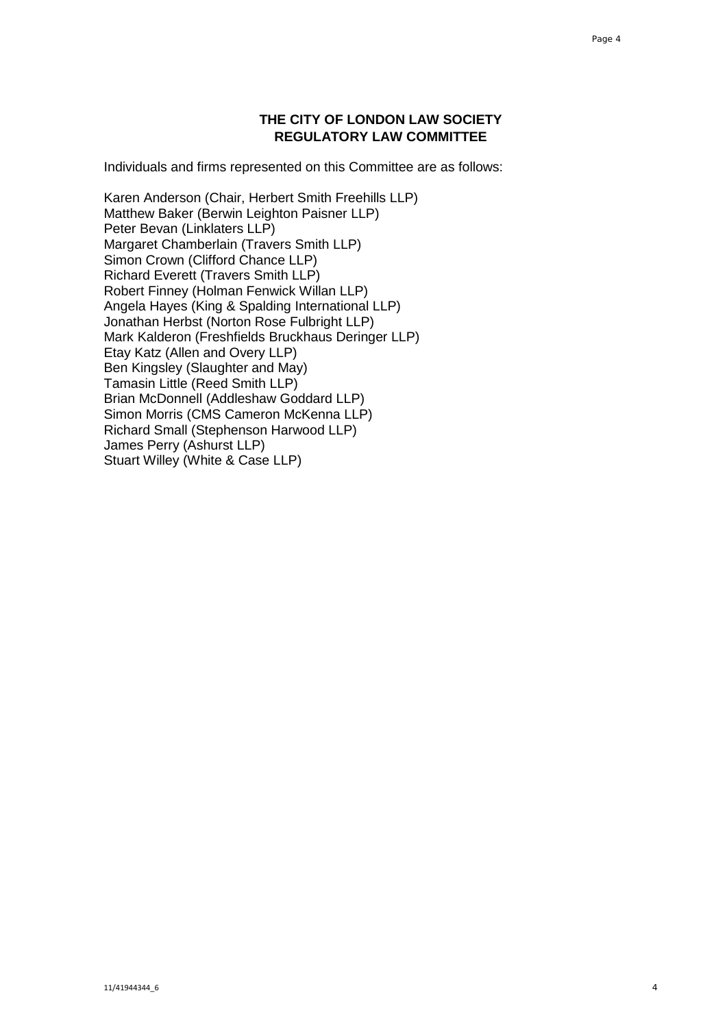**THE CITY OF LONDON LAW SOCIETY**
**REGULATORY LAW COMMITTEE**

Individuals and firms represented on this Committee are as follows:

Karen Anderson (Chair, Herbert Smith Freehills LLP)
Matthew Baker (Berwin Leighton Paisner LLP)
Peter Bevan (Linklaters LLP)
Margaret Chamberlain (Travers Smith LLP)
Simon Crown (Clifford Chance LLP)
Richard Everett (Travers Smith LLP)
Robert Finney (Holman Fenwick Willan LLP)
Angela Hayes (King & Spalding International LLP)
Jonathan Herbst (Norton Rose Fulbright LLP)
Mark Kalderon (Freshfields Bruckhaus Deringer LLP)
Etay Katz (Allen and Overy LLP)
Ben Kingsley (Slaughter and May)
Tamasin Little (Reed Smith LLP)
Brian McDonnell (Addleshaw Goddard LLP)
Simon Morris (CMS Cameron McKenna LLP)
Richard Small (Stephenson Harwood LLP)
James Perry (Ashurst LLP)
Stuart Willey (White & Case LLP)